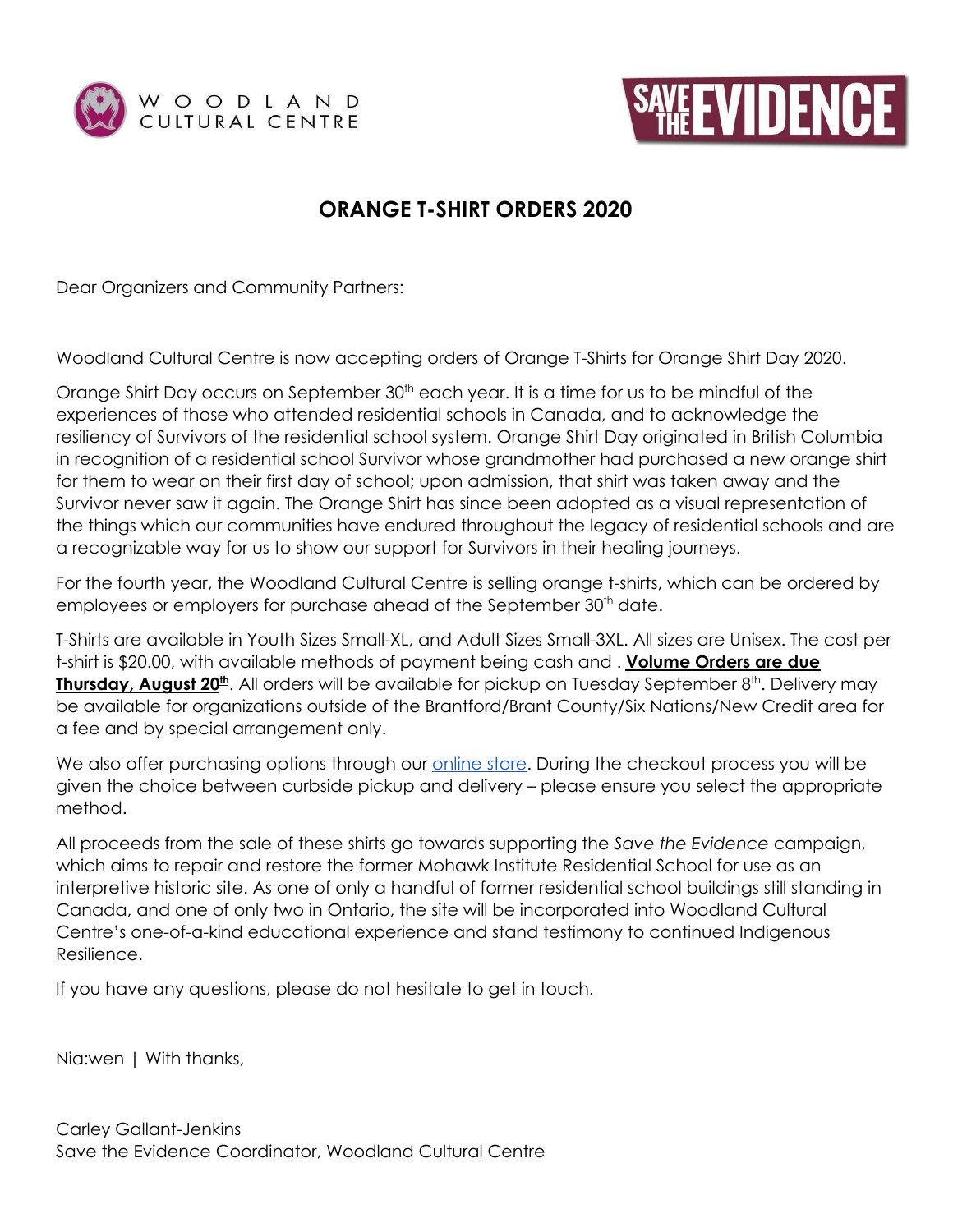WOODLAND CULTURAL CENTRE

SAVE THE EVIDENCE

# ORANGE T-SHIRT ORDERS 2020

Dear Organizers and Community Partners:

Woodland Cultural Centre is now accepting orders of Orange T-Shirts for Orange Shirt Day 2020.

Orange Shirt Day occurs on September 30th each year. It is a time for us to be mindful of the experiences of those who attended residential schools in Canada, and to acknowledge the resiliency of Survivors of the residential school system. Orange Shirt Day originated in British Columbia in recognition of a residential school Survivor whose grandmother had purchased a new orange shirt for them to wear on their first day of school; upon admission, that shirt was taken away and the Survivor never saw it again. The Orange Shirt has since been adopted as a visual representation of the things which our communities have endured throughout the legacy of residential schools and are a recognizable way for us to show our support for Survivors in their healing journeys.

For the fourth year, the Woodland Cultural Centre is selling orange t-shirts, which can be ordered by employees or employers for purchase ahead of the September 30th date.

T-Shirts are available in Youth Sizes Small-XL, and Adult Sizes Small-3XL. All sizes are Unisex. The cost per t-shirt is $20.00, with available methods of payment being cash and . **Volume Orders are due Thursday, August 20th**. All orders will be available for pickup on Tuesday September 8th. Delivery may be available for organizations outside of the Brantford/Brant County/Six Nations/New Credit area for a fee and by special arrangement only.

We also offer purchasing options through our online store. During the checkout process you will be given the choice between curbside pickup and delivery – please ensure you select the appropriate method.

All proceeds from the sale of these shirts go towards supporting the *Save the Evidence* campaign, which aims to repair and restore the former Mohawk Institute Residential School for use as an interpretive historic site. As one of only a handful of former residential school buildings still standing in Canada, and one of only two in Ontario, the site will be incorporated into Woodland Cultural Centre's one-of-a-kind educational experience and stand testimony to continued Indigenous Resilience.

If you have any questions, please do not hesitate to get in touch.

Nia:wen | With thanks,

Carley Gallant-Jenkins
Save the Evidence Coordinator, Woodland Cultural Centre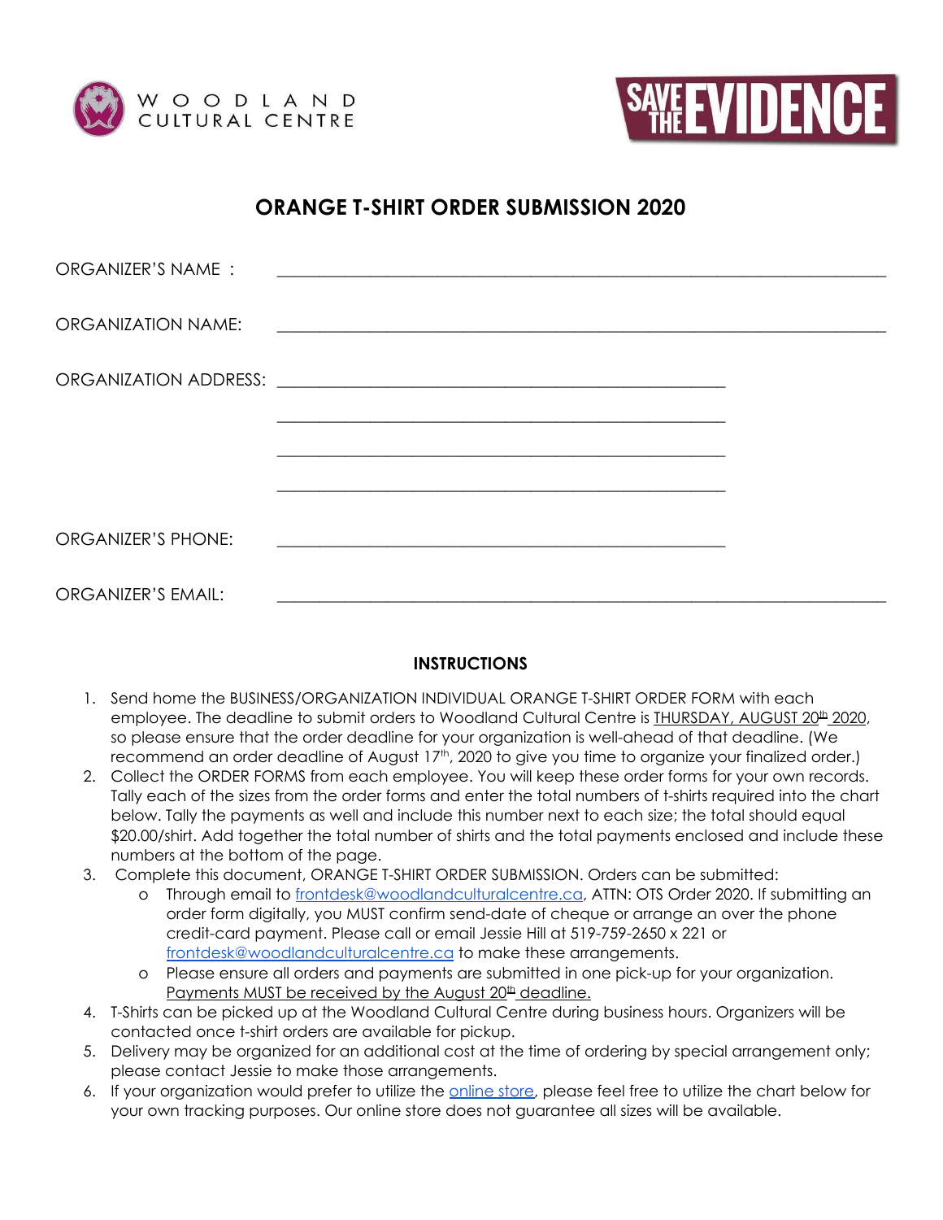WOODLAND CULTURAL CENTRE

SAVE THE EVIDENCE

# ORANGE T-SHIRT ORDER SUBMISSION 2020

ORGANIZER'S NAME : ______________________________________________

ORGANIZATION NAME: ______________________________________________

ORGANIZATION ADDRESS: ______________________________________________

______________________________________________

______________________________________________

______________________________________________

ORGANIZER'S PHONE: ______________________________________________

ORGANIZER'S EMAIL: ______________________________________________

## INSTRUCTIONS

1. Send home the BUSINESS/ORGANIZATION INDIVIDUAL ORANGE T-SHIRT ORDER FORM with each employee. The deadline to submit orders to Woodland Cultural Centre is THURSDAY, AUGUST 20th 2020, so please ensure that the order deadline for your organization is well-ahead of that deadline. (We recommend an order deadline of August 17th, 2020 to give you time to organize your finalized order.)
2. Collect the ORDER FORMS from each employee. You will keep these order forms for your own records. Tally each of the sizes from the order forms and enter the total numbers of t-shirts required into the chart below. Tally the payments as well and include this number next to each size; the total should equal $20.00/shirt. Add together the total number of shirts and the total payments enclosed and include these numbers at the bottom of the page.
3. Complete this document, ORANGE T-SHIRT ORDER SUBMISSION. Orders can be submitted:
   - Through email to frontdesk@woodlandculturalcentre.ca, ATTN: OTS Order 2020. If submitting an order form digitally, you MUST confirm send-date of cheque or arrange an over the phone credit-card payment. Please call or email Jessie Hill at 519-759-2650 x 221 or frontdesk@woodlandculturalcentre.ca to make these arrangements.
   - Please ensure all orders and payments are submitted in one pick-up for your organization. Payments MUST be received by the August 20th deadline.
4. T-Shirts can be picked up at the Woodland Cultural Centre during business hours. Organizers will be contacted once t-shirt orders are available for pickup.
5. Delivery may be organized for an additional cost at the time of ordering by special arrangement only; please contact Jessie to make those arrangements.
6. If your organization would prefer to utilize the online store, please feel free to utilize the chart below for your own tracking purposes. Our online store does not guarantee all sizes will be available.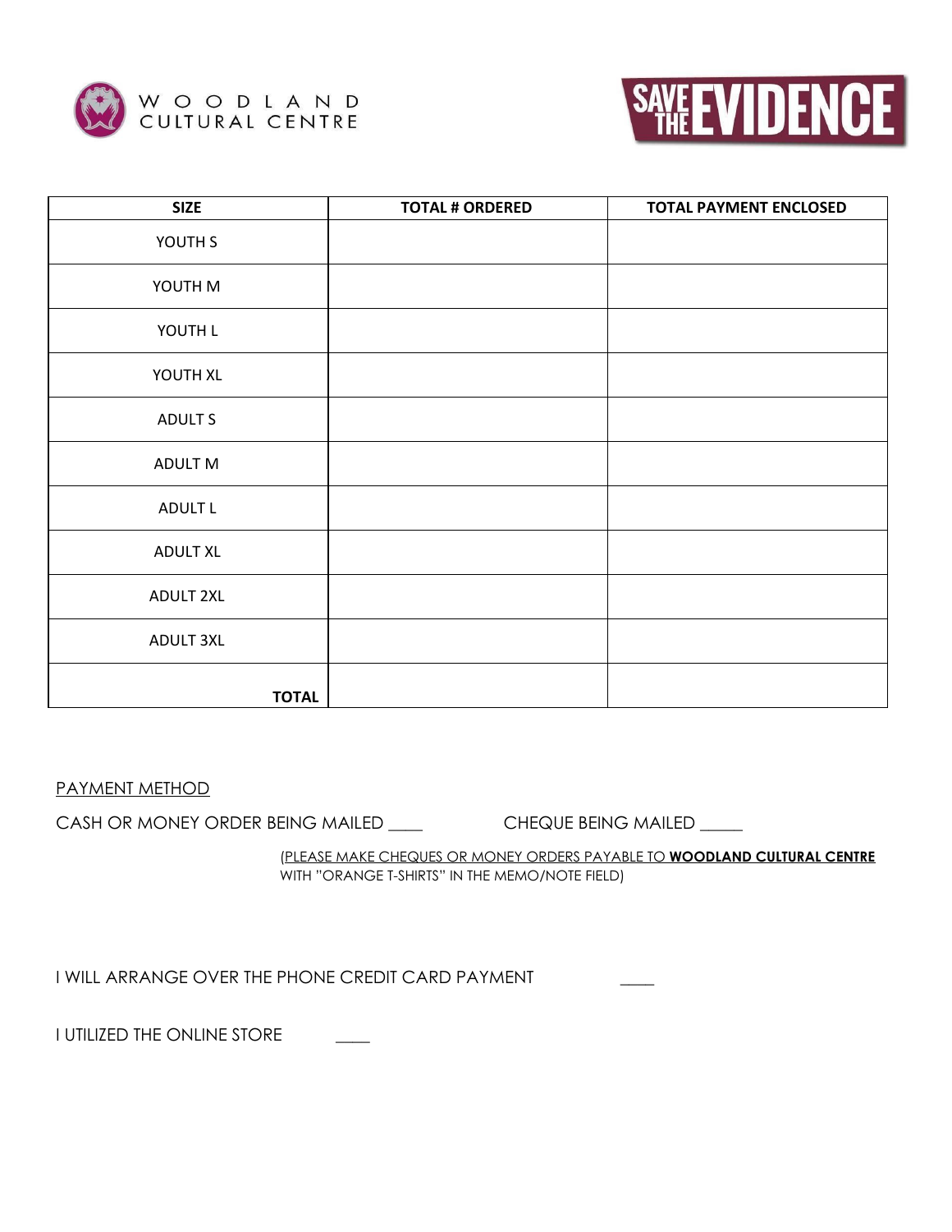WOODLAND CULTURAL CENTRE

SAVE THE EVIDENCE

| SIZE | TOTAL # ORDERED | TOTAL PAYMENT ENCLOSED |
|---|---|---|
| YOUTH S | | |
| YOUTH M | | |
| YOUTH L | | |
| YOUTH XL | | |
| ADULT S | | |
| ADULT M | | |
| ADULT L | | |
| ADULT XL | | |
| ADULT 2XL | | |
| ADULT 3XL | | |
| **TOTAL** | | |

PAYMENT METHOD

CASH OR MONEY ORDER BEING MAILED ____ CHEQUE BEING MAILED _____

(PLEASE MAKE CHEQUES OR MONEY ORDERS PAYABLE TO **WOODLAND CULTURAL CENTRE** WITH "ORANGE T-SHIRTS" IN THE MEMO/NOTE FIELD)

I WILL ARRANGE OVER THE PHONE CREDIT CARD PAYMENT ____

I UTILIZED THE ONLINE STORE ____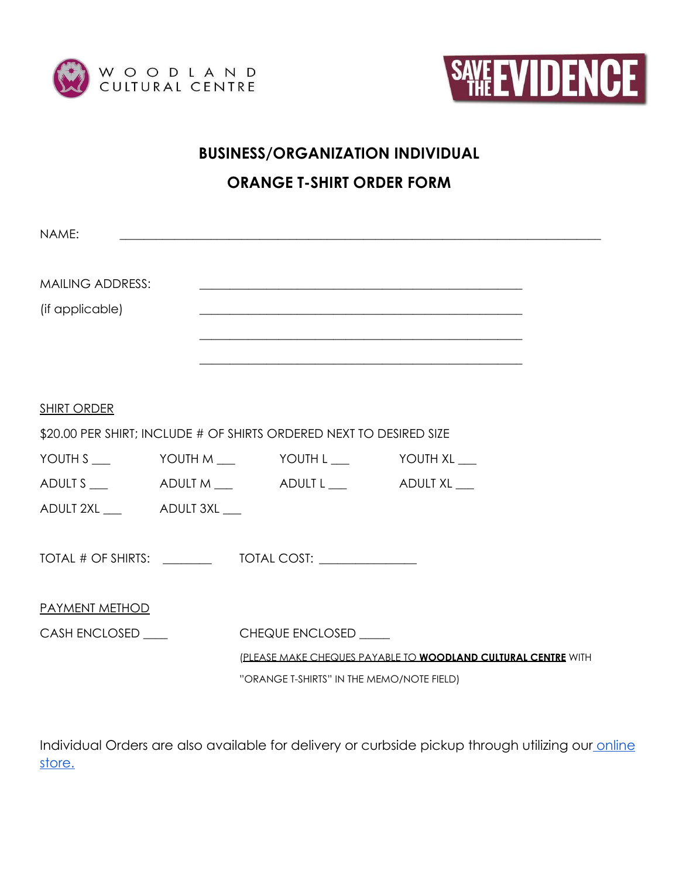WOODLAND CULTURAL CENTRE

SAVE THE EVIDENCE

## BUSINESS/ORGANIZATION INDIVIDUAL

## ORANGE T-SHIRT ORDER FORM

NAME: ______________________________________________________________________

MAILING ADDRESS: ______________________________________________

(if applicable) ______________________________________________

______________________________________________

______________________________________________

SHIRT ORDER

$20.00 PER SHIRT; INCLUDE # OF SHIRTS ORDERED NEXT TO DESIRED SIZE

YOUTH S ___ YOUTH M ___ YOUTH L ___ YOUTH XL ___

ADULT S ___ ADULT M ___ ADULT L ___ ADULT XL ___

ADULT 2XL ___ ADULT 3XL ___

TOTAL # OF SHIRTS: _______ TOTAL COST: ______________

PAYMENT METHOD

CASH ENCLOSED ____ CHEQUE ENCLOSED _____

(PLEASE MAKE CHEQUES PAYABLE TO **WOODLAND CULTURAL CENTRE** WITH "ORANGE T-SHIRTS" IN THE MEMO/NOTE FIELD)

Individual Orders are also available for delivery or curbside pickup through utilizing our online store.